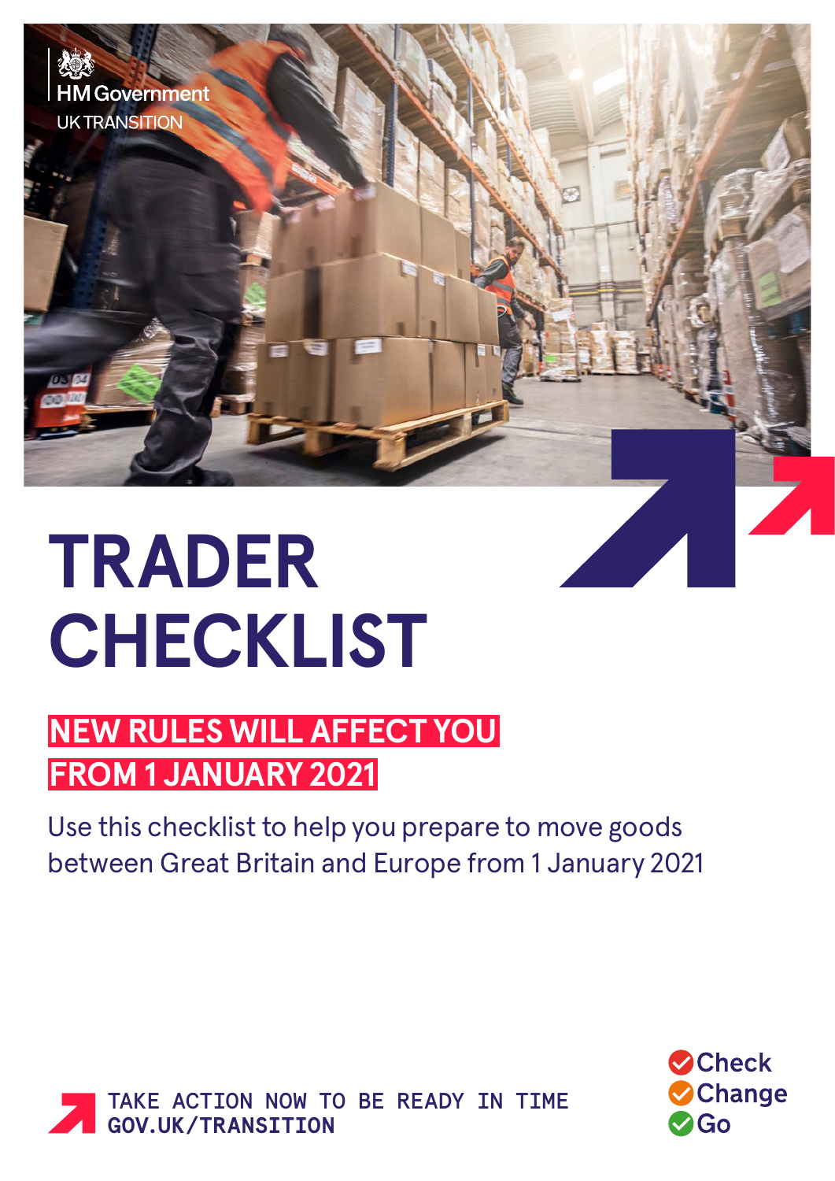HM Government

UK TRANSITION

# TRADER CHECKLIST

**NEW RULES WILL AFFECT YOU FROM 1 JANUARY 2021**

Use this checklist to help you prepare to move goods between Great Britain and Europe from 1 January 2021

TAKE ACTION NOW TO BE READY IN TIME
GOV.UK/TRANSITION

Check
Change
Go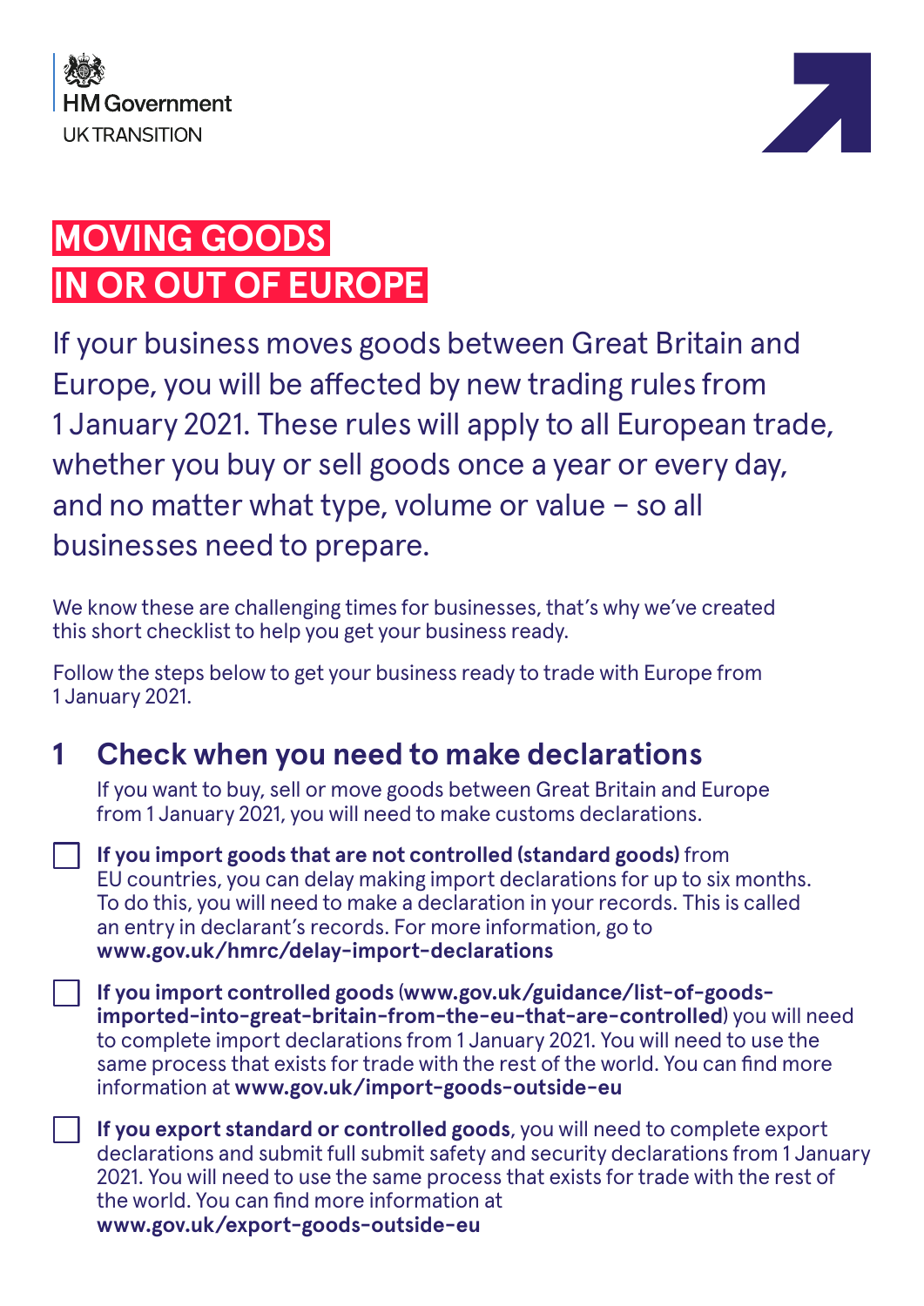HM Government
UK TRANSITION

# MOVING GOODS IN OR OUT OF EUROPE

If your business moves goods between Great Britain and Europe, you will be affected by new trading rules from 1 January 2021. These rules will apply to all European trade, whether you buy or sell goods once a year or every day, and no matter what type, volume or value – so all businesses need to prepare.

We know these are challenging times for businesses, that's why we've created this short checklist to help you get your business ready.

Follow the steps below to get your business ready to trade with Europe from 1 January 2021.

## 1 Check when you need to make declarations

If you want to buy, sell or move goods between Great Britain and Europe from 1 January 2021, you will need to make customs declarations.

- [ ] **If you import goods that are not controlled (standard goods)** from EU countries, you can delay making import declarations for up to six months. To do this, you will need to make a declaration in your records. This is called an entry in declarant's records. For more information, go to **www.gov.uk/hmrc/delay-import-declarations**
- [ ] **If you import controlled goods** (**www.gov.uk/guidance/list-of-goods-imported-into-great-britain-from-the-eu-that-are-controlled**) you will need to complete import declarations from 1 January 2021. You will need to use the same process that exists for trade with the rest of the world. You can find more information at **www.gov.uk/import-goods-outside-eu**
- [ ] **If you export standard or controlled goods**, you will need to complete export declarations and submit full submit safety and security declarations from 1 January 2021. You will need to use the same process that exists for trade with the rest of the world. You can find more information at **www.gov.uk/export-goods-outside-eu**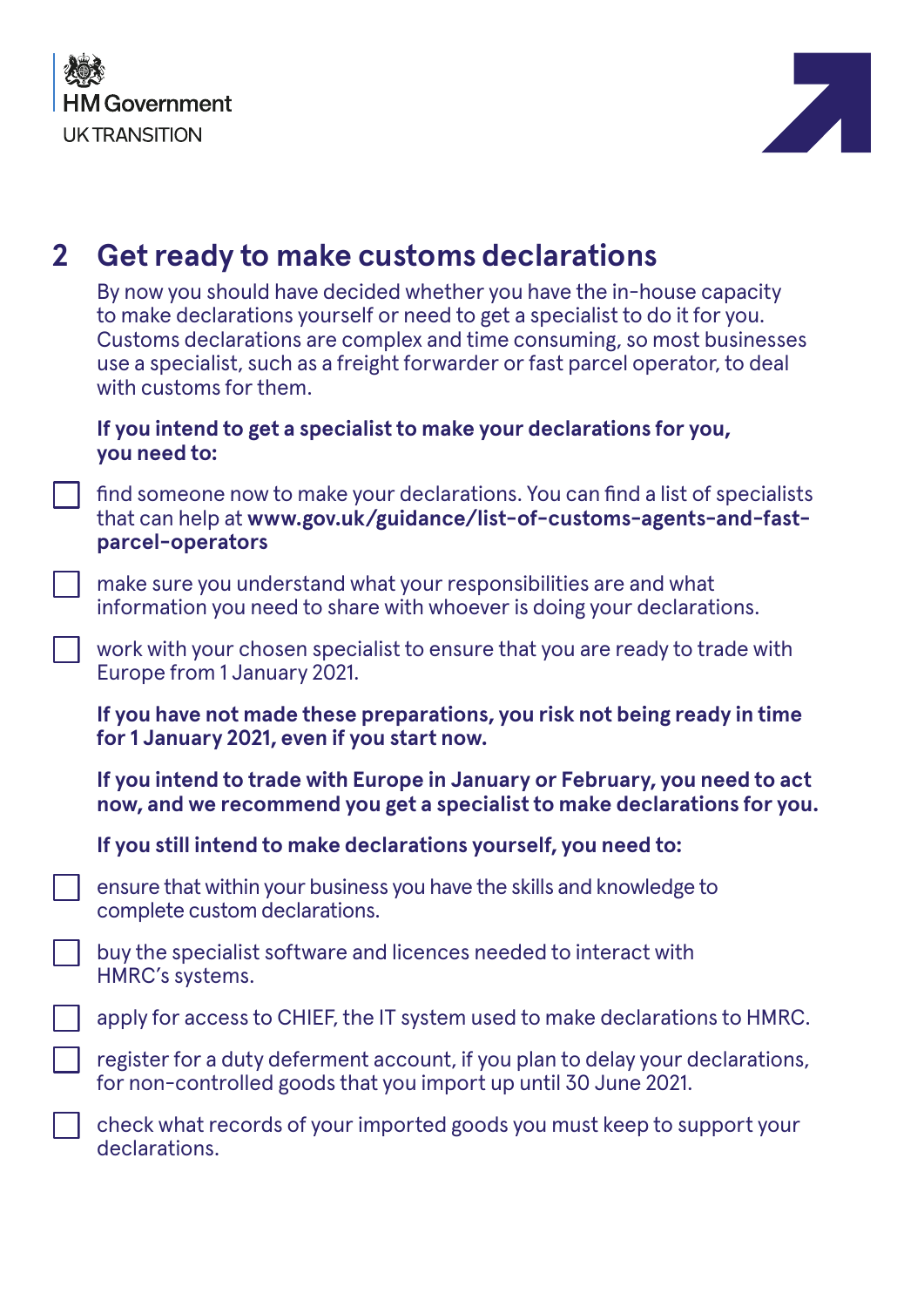## 2 Get ready to make customs declarations

By now you should have decided whether you have the in-house capacity to make declarations yourself or need to get a specialist to do it for you. Customs declarations are complex and time consuming, so most businesses use a specialist, such as a freight forwarder or fast parcel operator, to deal with customs for them.

**If you intend to get a specialist to make your declarations for you, you need to:**

- [ ] find someone now to make your declarations. You can find a list of specialists that can help at **www.gov.uk/guidance/list-of-customs-agents-and-fast-parcel-operators**
- [ ] make sure you understand what your responsibilities are and what information you need to share with whoever is doing your declarations.
- [ ] work with your chosen specialist to ensure that you are ready to trade with Europe from 1 January 2021.

**If you have not made these preparations, you risk not being ready in time for 1 January 2021, even if you start now.**

**If you intend to trade with Europe in January or February, you need to act now, and we recommend you get a specialist to make declarations for you.**

**If you still intend to make declarations yourself, you need to:**

- [ ] ensure that within your business you have the skills and knowledge to complete custom declarations.
- [ ] buy the specialist software and licences needed to interact with HMRC's systems.
- [ ] apply for access to CHIEF, the IT system used to make declarations to HMRC.
- [ ] register for a duty deferment account, if you plan to delay your declarations, for non-controlled goods that you import up until 30 June 2021.
- [ ] check what records of your imported goods you must keep to support your declarations.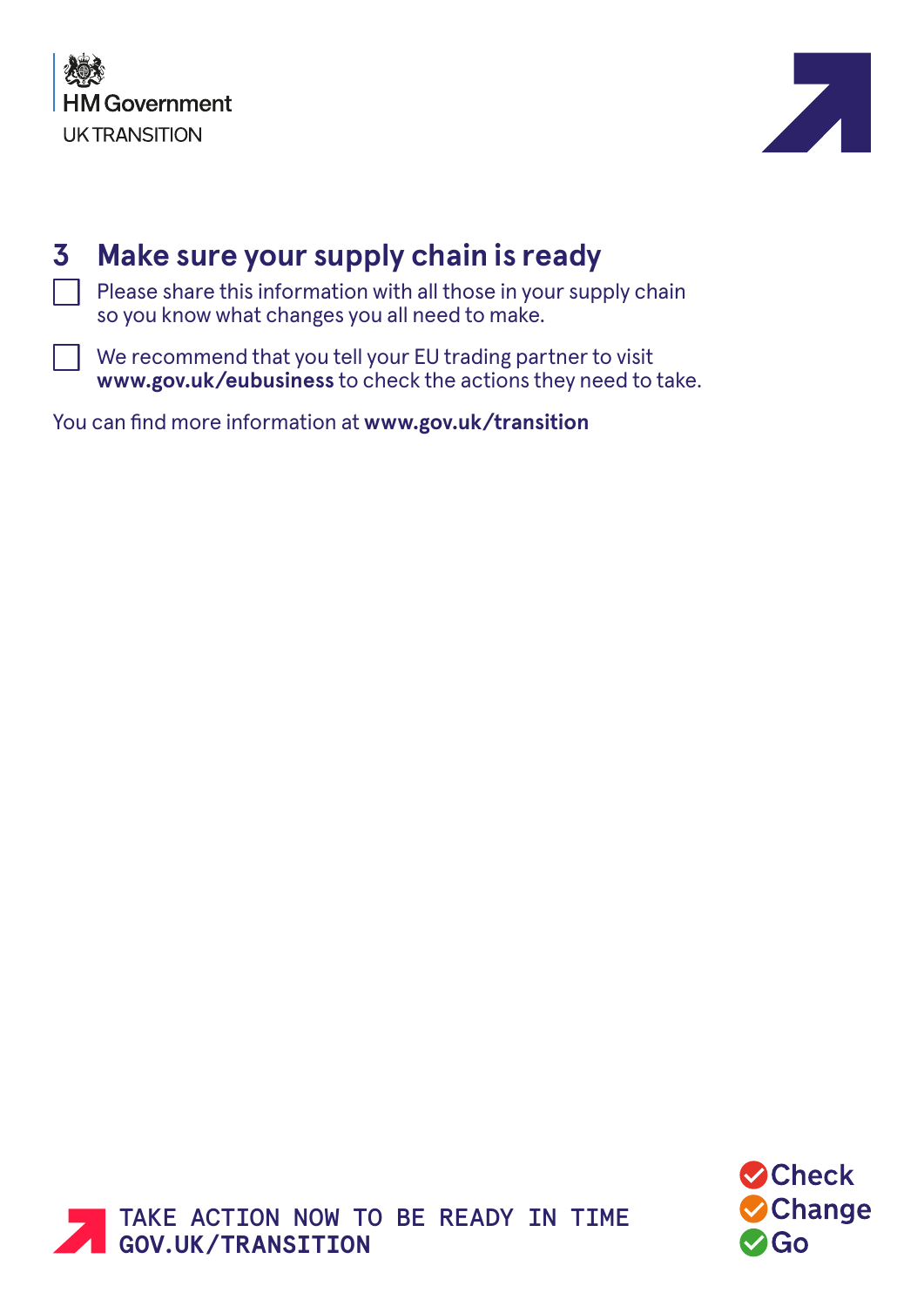## 3 Make sure your supply chain is ready

- [ ] Please share this information with all those in your supply chain so you know what changes you all need to make.
- [ ] We recommend that you tell your EU trading partner to visit **www.gov.uk/eubusiness** to check the actions they need to take.

You can find more information at **www.gov.uk/transition**

TAKE ACTION NOW TO BE READY IN TIME
GOV.UK/TRANSITION

Check
Change
Go